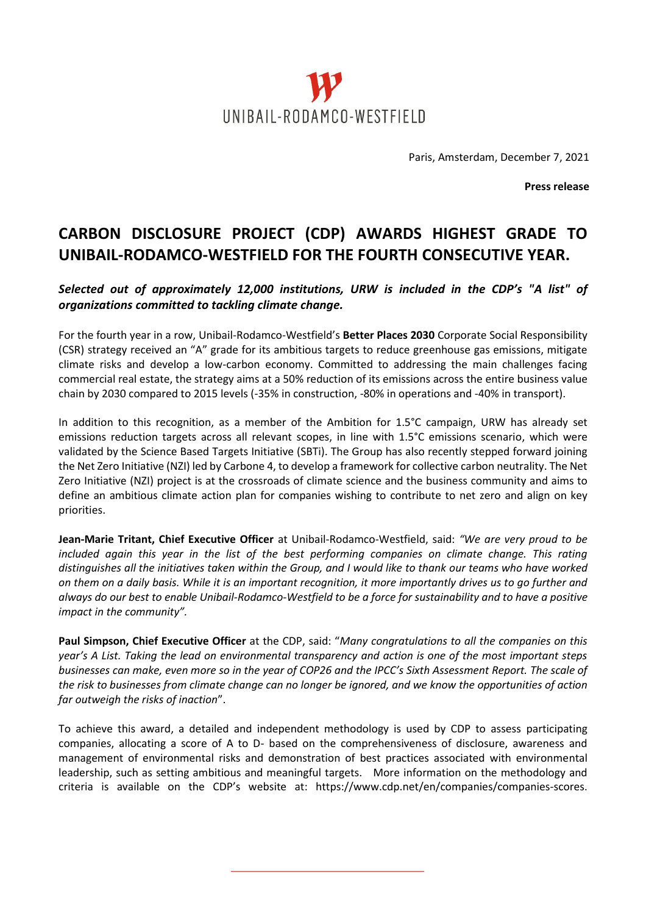UNIBAIL-RODAMCO-WESTFIELD

Paris, Amsterdam, December 7, 2021

**Press release**

# CARBON DISCLOSURE PROJECT (CDP) AWARDS HIGHEST GRADE TO UNIBAIL-RODAMCO-WESTFIELD FOR THE FOURTH CONSECUTIVE YEAR.

***Selected out of approximately 12,000 institutions, URW is included in the CDP's "A list" of organizations committed to tackling climate change.***

For the fourth year in a row, Unibail-Rodamco-Westfield's **Better Places 2030** Corporate Social Responsibility (CSR) strategy received an "A" grade for its ambitious targets to reduce greenhouse gas emissions, mitigate climate risks and develop a low-carbon economy. Committed to addressing the main challenges facing commercial real estate, the strategy aims at a 50% reduction of its emissions across the entire business value chain by 2030 compared to 2015 levels (-35% in construction, -80% in operations and -40% in transport).

In addition to this recognition, as a member of the Ambition for 1.5°C campaign, URW has already set emissions reduction targets across all relevant scopes, in line with 1.5°C emissions scenario, which were validated by the Science Based Targets Initiative (SBTi). The Group has also recently stepped forward joining the Net Zero Initiative (NZI) led by Carbone 4, to develop a framework for collective carbon neutrality. The Net Zero Initiative (NZI) project is at the crossroads of climate science and the business community and aims to define an ambitious climate action plan for companies wishing to contribute to net zero and align on key priorities.

**Jean-Marie Tritant, Chief Executive Officer** at Unibail-Rodamco-Westfield, said: *"We are very proud to be included again this year in the list of the best performing companies on climate change. This rating distinguishes all the initiatives taken within the Group, and I would like to thank our teams who have worked on them on a daily basis. While it is an important recognition, it more importantly drives us to go further and always do our best to enable Unibail-Rodamco-Westfield to be a force for sustainability and to have a positive impact in the community".*

**Paul Simpson, Chief Executive Officer** at the CDP, said: "*Many congratulations to all the companies on this year's A List. Taking the lead on environmental transparency and action is one of the most important steps businesses can make, even more so in the year of COP26 and the IPCC's Sixth Assessment Report. The scale of the risk to businesses from climate change can no longer be ignored, and we know the opportunities of action far outweigh the risks of inaction*".

To achieve this award, a detailed and independent methodology is used by CDP to assess participating companies, allocating a score of A to D- based on the comprehensiveness of disclosure, awareness and management of environmental risks and demonstration of best practices associated with environmental leadership, such as setting ambitious and meaningful targets. More information on the methodology and criteria is available on the CDP's website at: https://www.cdp.net/en/companies/companies-scores.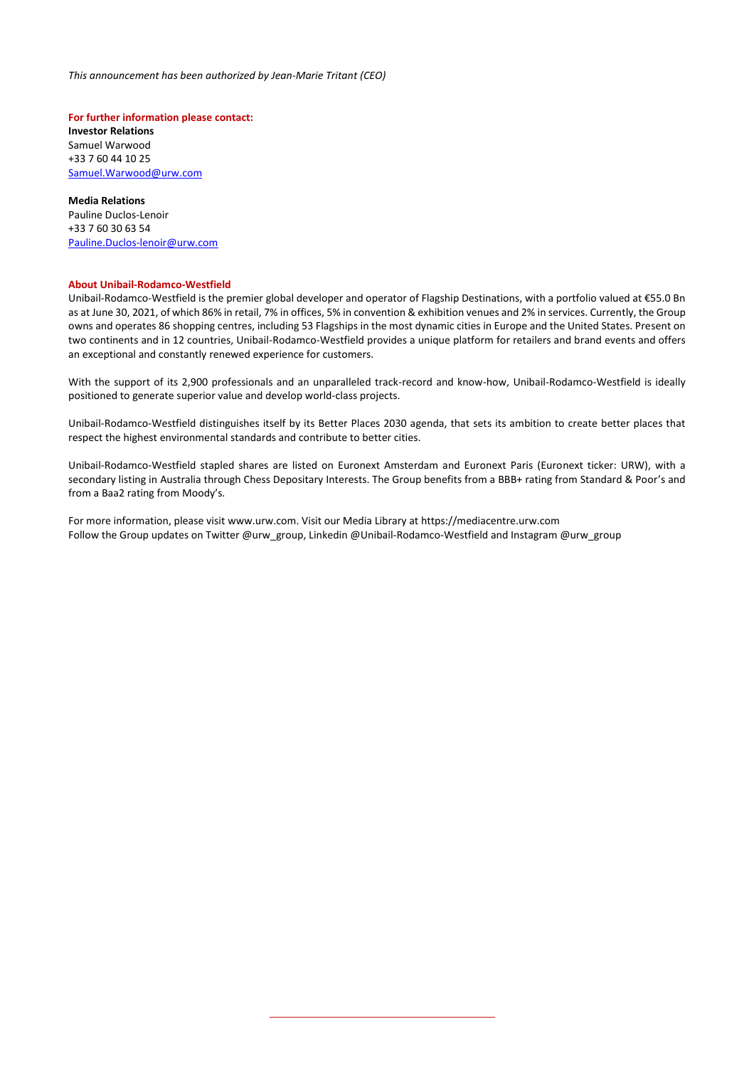*This announcement has been authorized by Jean-Marie Tritant (CEO)*

**For further information please contact:**

**Investor Relations**
Samuel Warwood
+33 7 60 44 10 25
Samuel.Warwood@urw.com

**Media Relations**
Pauline Duclos-Lenoir
+33 7 60 30 63 54
Pauline.Duclos-lenoir@urw.com

**About Unibail-Rodamco-Westfield**

Unibail-Rodamco-Westfield is the premier global developer and operator of Flagship Destinations, with a portfolio valued at €55.0 Bn as at June 30, 2021, of which 86% in retail, 7% in offices, 5% in convention & exhibition venues and 2% in services. Currently, the Group owns and operates 86 shopping centres, including 53 Flagships in the most dynamic cities in Europe and the United States. Present on two continents and in 12 countries, Unibail-Rodamco-Westfield provides a unique platform for retailers and brand events and offers an exceptional and constantly renewed experience for customers.

With the support of its 2,900 professionals and an unparalleled track-record and know-how, Unibail-Rodamco-Westfield is ideally positioned to generate superior value and develop world-class projects.

Unibail-Rodamco-Westfield distinguishes itself by its Better Places 2030 agenda, that sets its ambition to create better places that respect the highest environmental standards and contribute to better cities.

Unibail-Rodamco-Westfield stapled shares are listed on Euronext Amsterdam and Euronext Paris (Euronext ticker: URW), with a secondary listing in Australia through Chess Depositary Interests. The Group benefits from a BBB+ rating from Standard & Poor's and from a Baa2 rating from Moody's.

For more information, please visit www.urw.com. Visit our Media Library at https://mediacentre.urw.com
Follow the Group updates on Twitter @urw_group, Linkedin @Unibail-Rodamco-Westfield and Instagram @urw_group